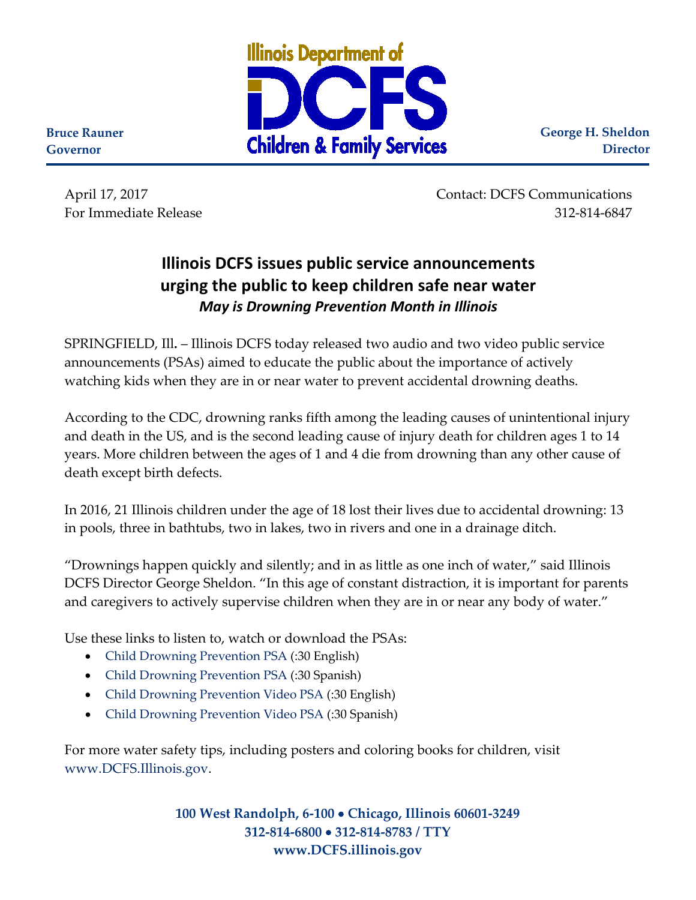Illinois Department of
**DCFS**
Children & Family Services

**Bruce Rauner**
**Governor**

**George H. Sheldon**
**Director**

April 17, 2017
For Immediate Release

Contact: DCFS Communications
312-814-6847

# Illinois DCFS issues public service announcements urging the public to keep children safe near water

***May is Drowning Prevention Month in Illinois***

SPRINGFIELD, Ill**.** – Illinois DCFS today released two audio and two video public service announcements (PSAs) aimed to educate the public about the importance of actively watching kids when they are in or near water to prevent accidental drowning deaths.

According to the CDC, drowning ranks fifth among the leading causes of unintentional injury and death in the US, and is the second leading cause of injury death for children ages 1 to 14 years. More children between the ages of 1 and 4 die from drowning than any other cause of death except birth defects.

In 2016, 21 Illinois children under the age of 18 lost their lives due to accidental drowning: 13 in pools, three in bathtubs, two in lakes, two in rivers and one in a drainage ditch.

"Drownings happen quickly and silently; and in as little as one inch of water," said Illinois DCFS Director George Sheldon. "In this age of constant distraction, it is important for parents and caregivers to actively supervise children when they are in or near any body of water."

Use these links to listen to, watch or download the PSAs:

- Child Drowning Prevention PSA (:30 English)
- Child Drowning Prevention PSA (:30 Spanish)
- Child Drowning Prevention Video PSA (:30 English)
- Child Drowning Prevention Video PSA (:30 Spanish)

For more water safety tips, including posters and coloring books for children, visit www.DCFS.Illinois.gov.

**100 West Randolph, 6-100 • Chicago, Illinois 60601-3249**
**312-814-6800 • 312-814-8783 / TTY**
**www.DCFS.illinois.gov**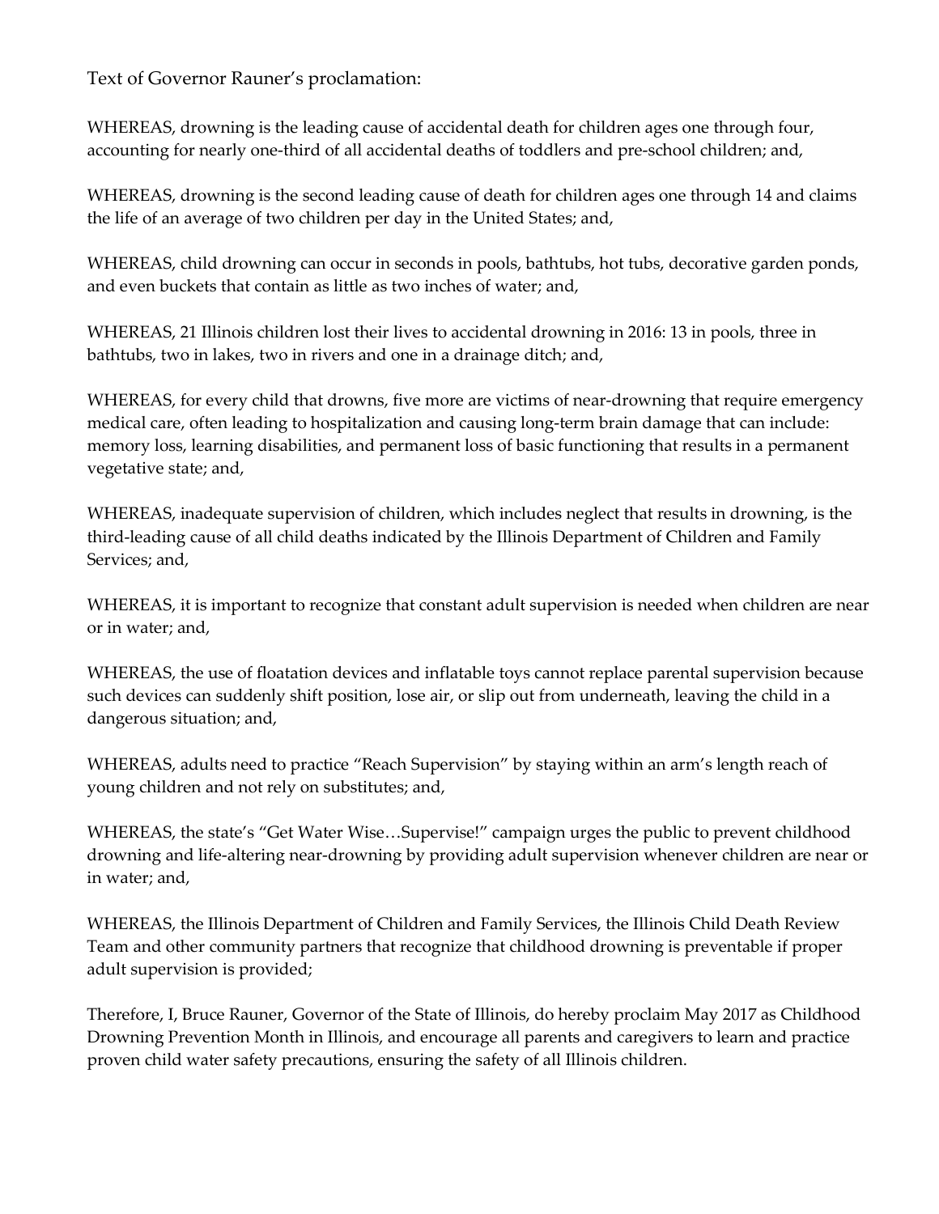Text of Governor Rauner's proclamation:

WHEREAS, drowning is the leading cause of accidental death for children ages one through four, accounting for nearly one-third of all accidental deaths of toddlers and pre-school children; and,

WHEREAS, drowning is the second leading cause of death for children ages one through 14 and claims the life of an average of two children per day in the United States; and,

WHEREAS, child drowning can occur in seconds in pools, bathtubs, hot tubs, decorative garden ponds, and even buckets that contain as little as two inches of water; and,

WHEREAS, 21 Illinois children lost their lives to accidental drowning in 2016: 13 in pools, three in bathtubs, two in lakes, two in rivers and one in a drainage ditch; and,

WHEREAS, for every child that drowns, five more are victims of near-drowning that require emergency medical care, often leading to hospitalization and causing long-term brain damage that can include: memory loss, learning disabilities, and permanent loss of basic functioning that results in a permanent vegetative state; and,

WHEREAS, inadequate supervision of children, which includes neglect that results in drowning, is the third-leading cause of all child deaths indicated by the Illinois Department of Children and Family Services; and,

WHEREAS, it is important to recognize that constant adult supervision is needed when children are near or in water; and,

WHEREAS, the use of floatation devices and inflatable toys cannot replace parental supervision because such devices can suddenly shift position, lose air, or slip out from underneath, leaving the child in a dangerous situation; and,

WHEREAS, adults need to practice "Reach Supervision" by staying within an arm's length reach of young children and not rely on substitutes; and,

WHEREAS, the state's "Get Water Wise…Supervise!" campaign urges the public to prevent childhood drowning and life-altering near-drowning by providing adult supervision whenever children are near or in water; and,

WHEREAS, the Illinois Department of Children and Family Services, the Illinois Child Death Review Team and other community partners that recognize that childhood drowning is preventable if proper adult supervision is provided;

Therefore, I, Bruce Rauner, Governor of the State of Illinois, do hereby proclaim May 2017 as Childhood Drowning Prevention Month in Illinois, and encourage all parents and caregivers to learn and practice proven child water safety precautions, ensuring the safety of all Illinois children.